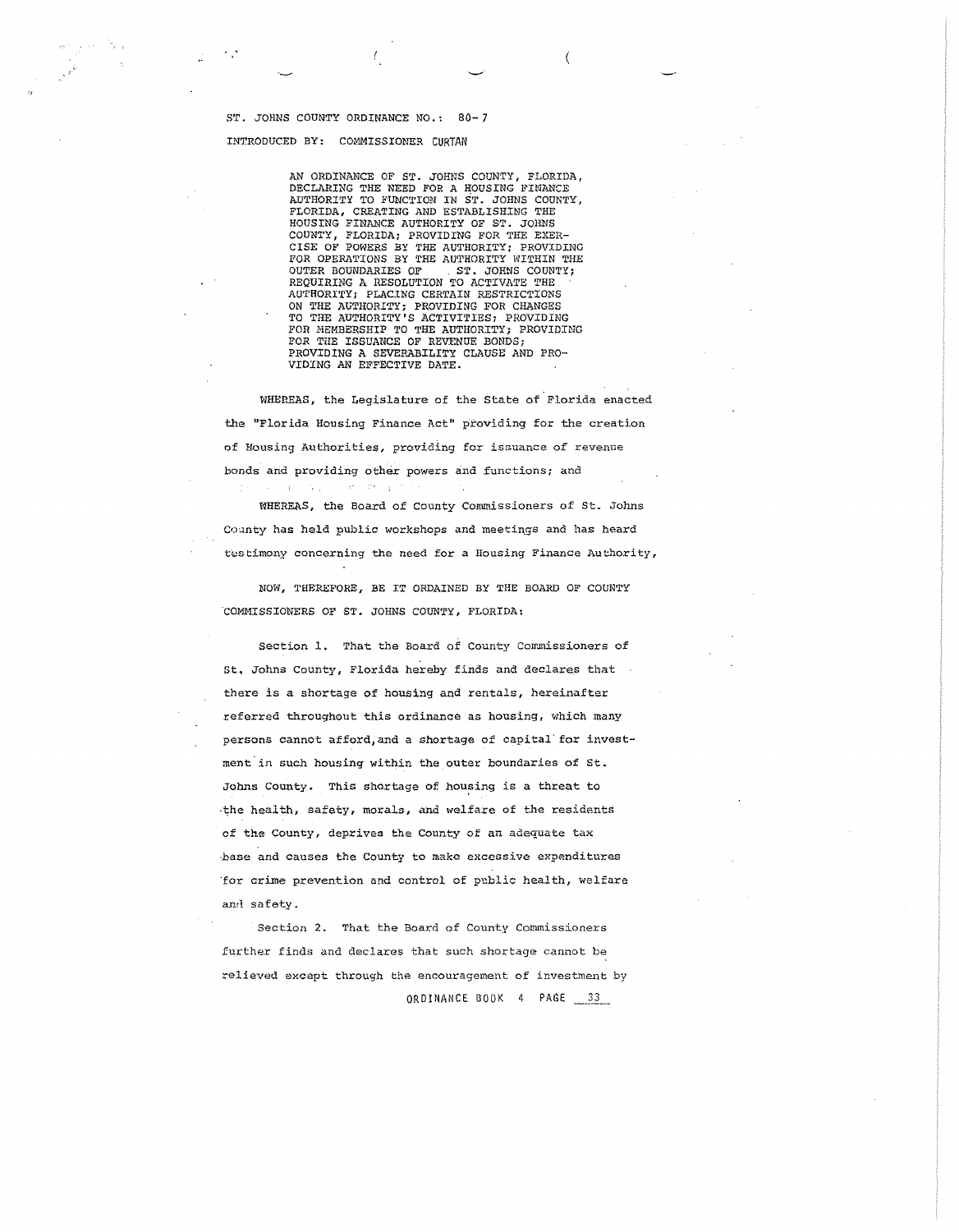ST. JOHNS COUNTY ORDINANCE NO.: 80-7

INTRODUCED BY: COMMISSIONER CURTAN

AN ORDINANCE OF ST. JOHNS COUNTY, FLORIDA, DECLARING THE NEED FOR A HOUSING FINANCE AUTHORITY TO FUNCTION IN ST. JOHNS COUNTY, FLORIDA, CREATING AND ESTABLISHING THE HOUSING FINANCE AUTHORITY OF ST. JOHNS COUNTY, FLORIDA; PROVIDING FOR THE EXERCISE OF POWERS BY THE AUTHORITY; PROVIDING FOR OPERATIONS BY THE AUTHORITY WITHIN THE OUTER BOUNDARIES OF ST. JOHNS COUNTY; REQUIRING A RESOLUTION TO ACTIVATE THE AUTHORITY; PLACING CERTAIN RESTRICTIONS ON THE AUTHORITY; PROVIDING FOR CHANGES TO THE AUTHORITY'S ACTIVITIES; PROVIDING FOR MEMBERSHIP TO THE AUTHORITY; PROVIDING FOR THE ISSUANCE OF REVENUE BONDS; PROVIDING A SEVERABILITY CLAUSE AND PROVIDING AN EFFECTIVE DATE.

WHEREAS, the Legislature of the State of Florida enacted the "Florida Housing Finance Act" providing for the creation of Housing Authorities, providing for issuance of revenue bonds and providing other powers and functions; and

WHEREAS, the Board of County Commissioners of St. Johns County has held public workshops and meetings and has heard testimony concerning the need for a Housing Finance Authority,

NOW, THEREFORE, BE IT ORDAINED BY THE BOARD OF COUNTY COMMISSIONERS OF ST. JOHNS COUNTY, FLORIDA:

Section 1. That the Board of County Commissioners of St. Johns County, Florida hereby finds and declares that there is a shortage of housing and rentals, hereinafter referred throughout this ordinance as housing, which many persons cannot afford, and a shortage of capital for investment in such housing within the outer boundaries of St. Johns County. This shortage of housing is a threat to the health, safety, morals, and welfare of the residents of the County, deprives the County of an adequate tax base and causes the County to make excessive expenditures for crime prevention and control of public health, welfare and safety.

Section 2. That the Board of County Commissioners further finds and declares that such shortage cannot be relieved except through the encouragement of investment by

ORDINANCE BOOK 4 PAGE 33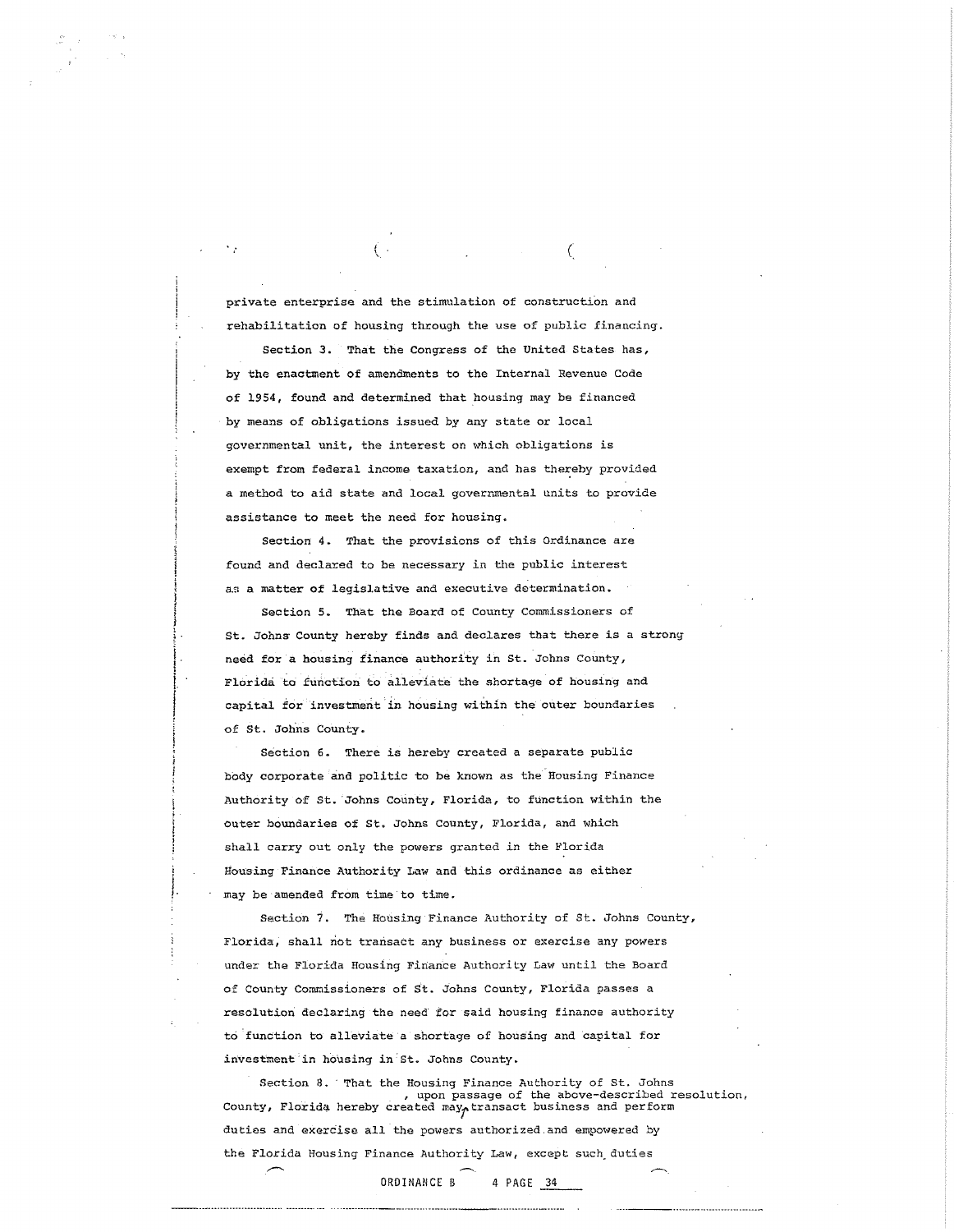private enterprise and the stimulation of construction and rehabilitation of housing through the use of public financing.

Section 3. That the Congress of the United States has, by the enactment of amendments to the Internal Revenue Code of 1954, found and determined that housing may be financed by means of obligations issued by any state or local governmental unit, the interest on which obligations is exempt from federal income taxation, and has thereby provided a method to aid state and local governmental units to provide assistance to meet the need for housing.

Section 4. That the provisions of this Ordinance are found and declared to be necessary in the public interest as a matter of legislative and executive determination.

Section 5. That the Board of County Commissioners of St. Johns County hereby finds and declares that there is a strong need for a housing finance authority in St. Johns County, Florida to function to alleviate the shortage of housing and capital for investment in housing within the outer boundaries of St. Johns County.

Section 6. There is hereby created a separate public body corporate and politic to be known as the Housing Finance Authority of St. Johns County, Florida, to function within the outer boundaries of St. Johns County, Florida, and which shall carry out only the powers granted in the Florida Housing Finance Authority Law and this ordinance as either may be amended from time to time.

Section 7. The Housing Finance Authority of St. Johns County, Florida, shall not transact any business or exercise any powers under the Florida Housing Finance Authority Law until the Board of County Commissioners of St. Johns County, Florida passes a resolution declaring the need for said housing finance authority to function to alleviate a shortage of housing and capital for investment in housing in St. Johns County.

Section 8. That the Housing Finance Authority of St. Johns County, Florida hereby created may, upon passage of the above-described resolution, transact business and perform duties and exercise all the powers authorized and empowered by the Florida Housing Finance Authority Law, except such duties

ORDINANCE B 4 PAGE 34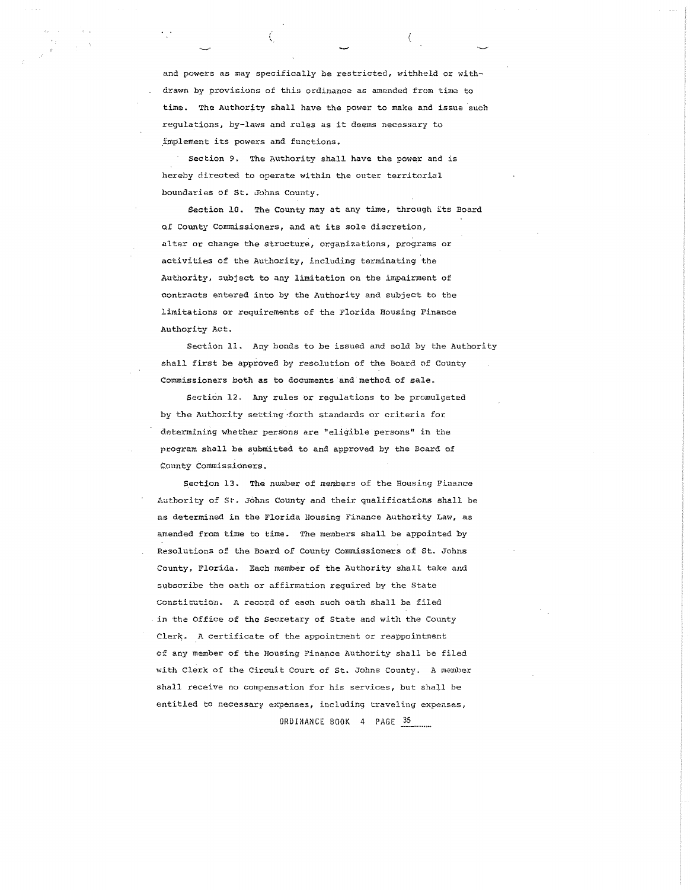and powers as may specifically be restricted, withheld or withdrawn by provisions of this ordinance as amended from time to time. The Authority shall have the power to make and issue such regulations, by-laws and rules as it deems necessary to implement its powers and functions.

Section 9. The Authority shall have the power and is hereby directed to operate within the outer territorial boundaries of St. Johns County.

Section 10. The County may at any time, through its Board of County Commissioners, and at its sole discretion, alter or change the structure, organizations, programs or activities of the Authority, including terminating the Authority, subject to any limitation on the impairment of contracts entered into by the Authority and subject to the limitations or requirements of the Florida Housing Finance Authority Act.

Section 11. Any bonds to be issued and sold by the Authority shall first be approved by resolution of the Board of County Commissioners both as to documents and method of sale.

Section 12. Any rules or regulations to be promulgated by the Authority setting forth standards or criteria for determining whether persons are "eligible persons" in the program shall be submitted to and approved by the Board of County Commissioners.

Section 13. The number of members of the Housing Finance Authority of St. Johns County and their qualifications shall be as determined in the Florida Housing Finance Authority Law, as amended from time to time. The members shall be appointed by Resolutions of the Board of County Commissioners of St. Johns County, Florida. Each member of the Authority shall take and subscribe the oath or affirmation required by the State Constitution. A record of each such oath shall be filed in the Office of the Secretary of State and with the County Clerk. A certificate of the appointment or reappointment of any member of the Housing Finance Authority shall be filed with Clerk of the Circuit Court of St. Johns County. A member shall receive no compensation for his services, but shall be entitled to necessary expenses, including traveling expenses,

ORDINANCE BOOK 4 PAGE 35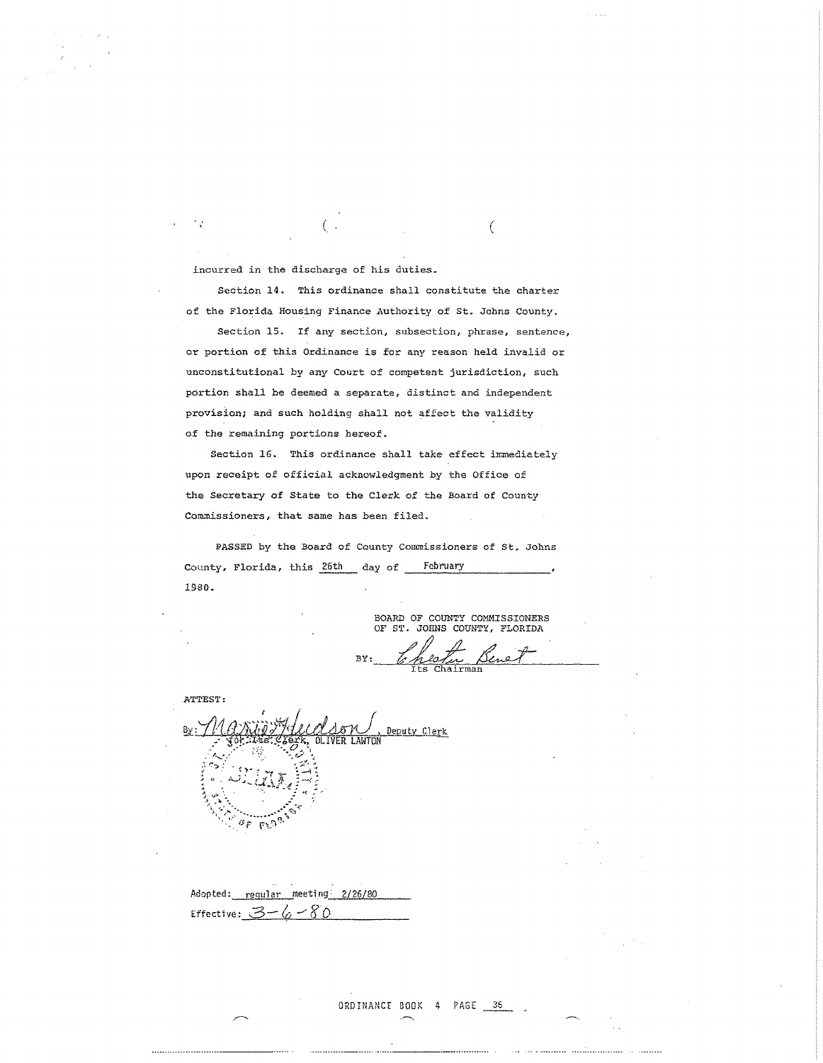incurred in the discharge of his duties.

Section 14. This ordinance shall constitute the charter of the Florida Housing Finance Authority of St. Johns County.

Section 15. If any section, subsection, phrase, sentence, or portion of this Ordinance is for any reason held invalid or unconstitutional by any Court of competent jurisdiction, such portion shall be deemed a separate, distinct and independent provision; and such holding shall not affect the validity of the remaining portions hereof.

Section 16. This ordinance shall take effect immediately upon receipt of official acknowledgment by the Office of the Secretary of State to the Clerk of the Board of County Commissioners, that same has been filed.

PASSED by the Board of County Commissioners of St. Johns County, Florida, this 26th day of February, 1980.

BOARD OF COUNTY COMMISSIONERS
OF ST. JOHNS COUNTY, FLORIDA

BY: Chester Benet
Its Chairman

ATTEST:

By: Marie Hudson, Deputy Clerk
for Its Clerk, OLIVER LAWTON

Adopted: regular meeting 2/26/80

Effective: 3-6-80

ORDINANCE BOOK 4 PAGE 35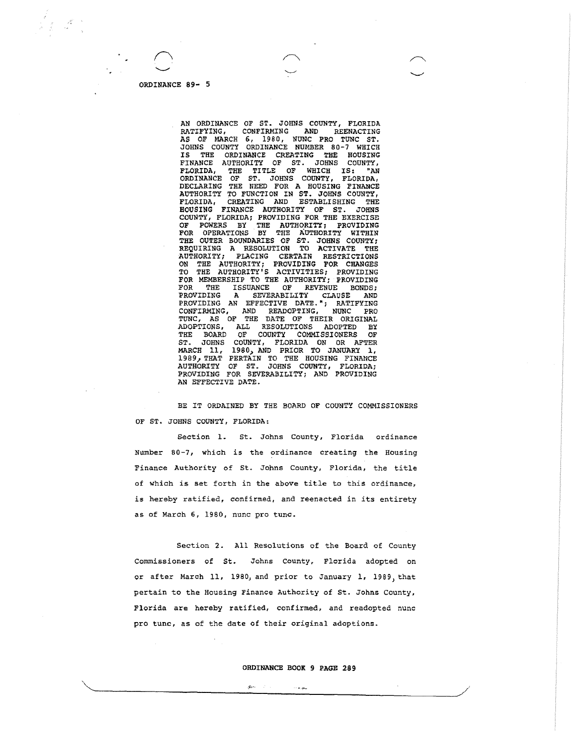ORDINANCE 89- 5

AN ORDINANCE OF ST. JOHNS COUNTY, FLORIDA RATIFYING, CONFIRMING AND REENACTING AS OF MARCH 6, 1980, NUNC PRO TUNC ST. JOHNS COUNTY ORDINANCE NUMBER 80-7 WHICH IS THE ORDINANCE CREATING THE HOUSING FINANCE AUTHORITY OF ST. JOHNS COUNTY, FLORIDA, THE TITLE OF WHICH IS: "AN ORDINANCE OF ST. JOHNS COUNTY, FLORIDA, DECLARING THE NEED FOR A HOUSING FINANCE AUTHORITY TO FUNCTION IN ST. JOHNS COUNTY, FLORIDA, CREATING AND ESTABLISHING THE HOUSING FINANCE AUTHORITY OF ST. JOHNS COUNTY, FLORIDA; PROVIDING FOR THE EXERCISE OF POWERS BY THE AUTHORITY; PROVIDING FOR OPERATIONS BY THE AUTHORITY WITHIN THE OUTER BOUNDARIES OF ST. JOHNS COUNTY; REQUIRING A RESOLUTION TO ACTIVATE THE AUTHORITY; PLACING CERTAIN RESTRICTIONS ON THE AUTHORITY; PROVIDING FOR CHANGES TO THE AUTHORITY'S ACTIVITIES; PROVIDING FOR MEMBERSHIP TO THE AUTHORITY; PROVIDING FOR THE ISSUANCE OF REVENUE BONDS; PROVIDING A SEVERABILITY CLAUSE AND PROVIDING AN EFFECTIVE DATE."; RATIFYING CONFIRMING, AND READOPTING, NUNC PRO TUNC, AS OF THE DATE OF THEIR ORIGINAL ADOPTIONS, ALL RESOLUTIONS ADOPTED BY THE BOARD OF COUNTY COMMISSIONERS OF ST. JOHNS COUNTY, FLORIDA ON OR AFTER MARCH 11, 1980, AND PRIOR TO JANUARY 1, 1989, THAT PERTAIN TO THE HOUSING FINANCE AUTHORITY OF ST. JOHNS COUNTY, FLORIDA; PROVIDING FOR SEVERABILITY; AND PROVIDING AN EFFECTIVE DATE.

BE IT ORDAINED BY THE BOARD OF COUNTY COMMISSIONERS OF ST. JOHNS COUNTY, FLORIDA:

Section 1. St. Johns County, Florida ordinance Number 80-7, which is the ordinance creating the Housing Finance Authority of St. Johns County, Florida, the title of which is set forth in the above title to this ordinance, is hereby ratified, confirmed, and reenacted in its entirety as of March 6, 1980, nunc pro tunc.

Section 2. All Resolutions of the Board of County Commissioners of St. Johns County, Florida adopted on or after March 11, 1980, and prior to January 1, 1989, that pertain to the Housing Finance Authority of St. Johns County, Florida are hereby ratified, confirmed, and readopted nunc pro tunc, as of the date of their original adoptions.

ORDINANCE BOOK 9 PAGE 289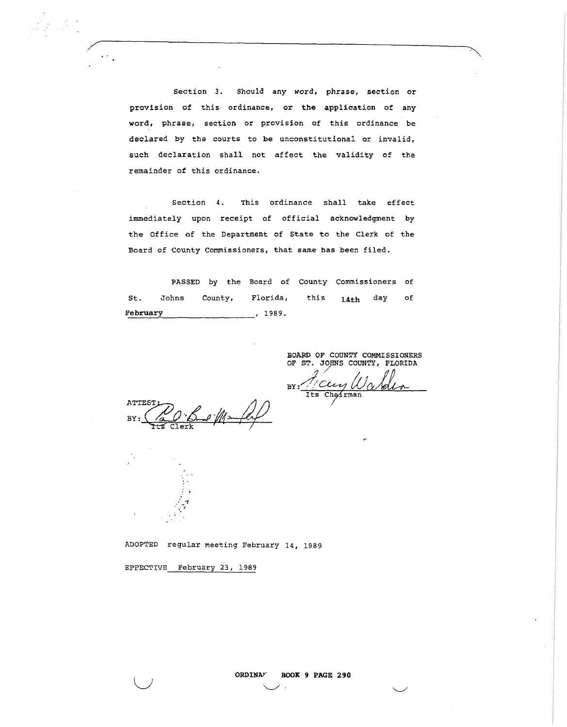Section 3. Should any word, phrase, section or provision of this ordinance, or the application of any word, phrase, section or provision of this ordinance be declared by the courts to be unconstitutional or invalid, such declaration shall not affect the validity of the remainder of this ordinance.

Section 4. This ordinance shall take effect immediately upon receipt of official acknowledgment by the Office of the Department of State to the Clerk of the Board of County Commissioners, that same has been filed.

PASSED by the Board of County Commissioners of St. Johns County, Florida, this 14th day of February, 1989.

BOARD OF COUNTY COMMISSIONERS
OF ST. JOHNS COUNTY, FLORIDA

BY: ______________________
Its Chairman

ATTEST:
BY: ______________________
Its Clerk

ADOPTED regular meeting February 14, 1989

EFFECTIVE February 23, 1989

ORDINA' BOOK 9 PAGE 290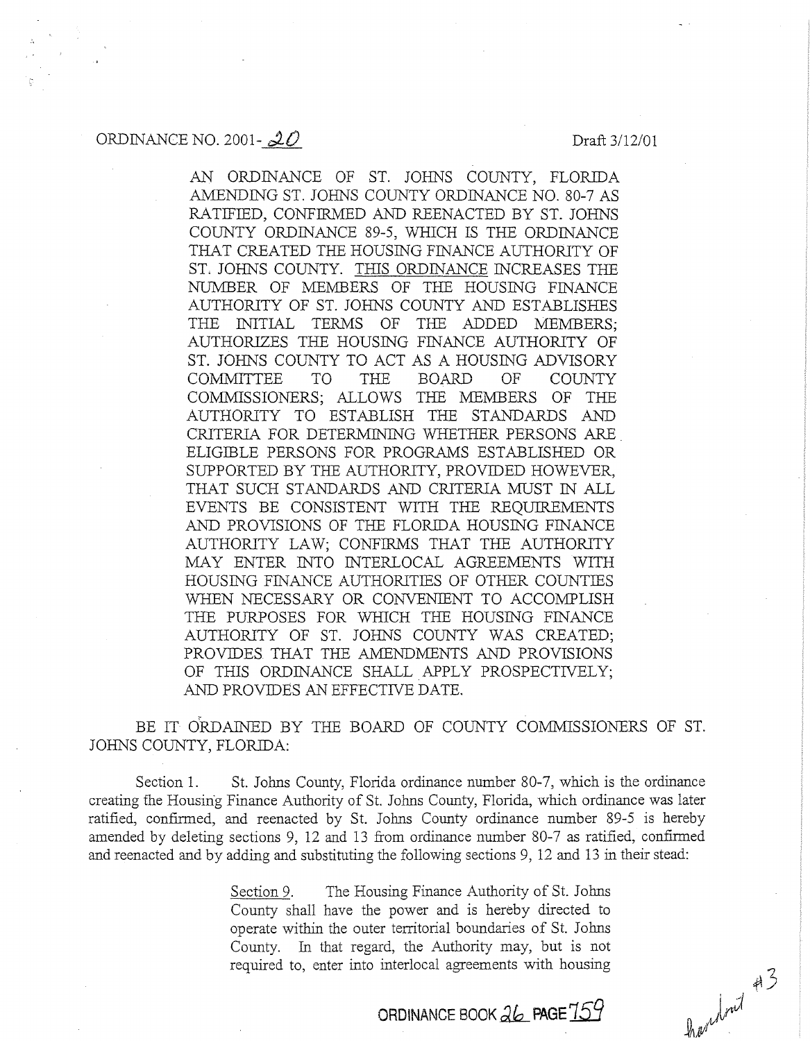ORDINANCE NO. 2001-20 Draft 3/12/01

AN ORDINANCE OF ST. JOHNS COUNTY, FLORIDA AMENDING ST. JOHNS COUNTY ORDINANCE NO. 80-7 AS RATIFIED, CONFIRMED AND REENACTED BY ST. JOHNS COUNTY ORDINANCE 89-5, WHICH IS THE ORDINANCE THAT CREATED THE HOUSING FINANCE AUTHORITY OF ST. JOHNS COUNTY. THIS ORDINANCE INCREASES THE NUMBER OF MEMBERS OF THE HOUSING FINANCE AUTHORITY OF ST. JOHNS COUNTY AND ESTABLISHES THE INITIAL TERMS OF THE ADDED MEMBERS; AUTHORIZES THE HOUSING FINANCE AUTHORITY OF ST. JOHNS COUNTY TO ACT AS A HOUSING ADVISORY COMMITTEE TO THE BOARD OF COUNTY COMMISSIONERS; ALLOWS THE MEMBERS OF THE AUTHORITY TO ESTABLISH THE STANDARDS AND CRITERIA FOR DETERMINING WHETHER PERSONS ARE ELIGIBLE PERSONS FOR PROGRAMS ESTABLISHED OR SUPPORTED BY THE AUTHORITY, PROVIDED HOWEVER, THAT SUCH STANDARDS AND CRITERIA MUST IN ALL EVENTS BE CONSISTENT WITH THE REQUIREMENTS AND PROVISIONS OF THE FLORIDA HOUSING FINANCE AUTHORITY LAW; CONFIRMS THAT THE AUTHORITY MAY ENTER INTO INTERLOCAL AGREEMENTS WITH HOUSING FINANCE AUTHORITIES OF OTHER COUNTIES WHEN NECESSARY OR CONVENIENT TO ACCOMPLISH THE PURPOSES FOR WHICH THE HOUSING FINANCE AUTHORITY OF ST. JOHNS COUNTY WAS CREATED; PROVIDES THAT THE AMENDMENTS AND PROVISIONS OF THIS ORDINANCE SHALL APPLY PROSPECTIVELY; AND PROVIDES AN EFFECTIVE DATE.

BE IT ORDAINED BY THE BOARD OF COUNTY COMMISSIONERS OF ST. JOHNS COUNTY, FLORIDA:

Section 1. St. Johns County, Florida ordinance number 80-7, which is the ordinance creating the Housing Finance Authority of St. Johns County, Florida, which ordinance was later ratified, confirmed, and reenacted by St. Johns County ordinance number 89-5 is hereby amended by deleting sections 9, 12 and 13 from ordinance number 80-7 as ratified, confirmed and reenacted and by adding and substituting the following sections 9, 12 and 13 in their stead:

Section 9. The Housing Finance Authority of St. Johns County shall have the power and is hereby directed to operate within the outer territorial boundaries of St. Johns County. In that regard, the Authority may, but is not required to, enter into interlocal agreements with housing

ORDINANCE BOOK 26 PAGE 759

handout #3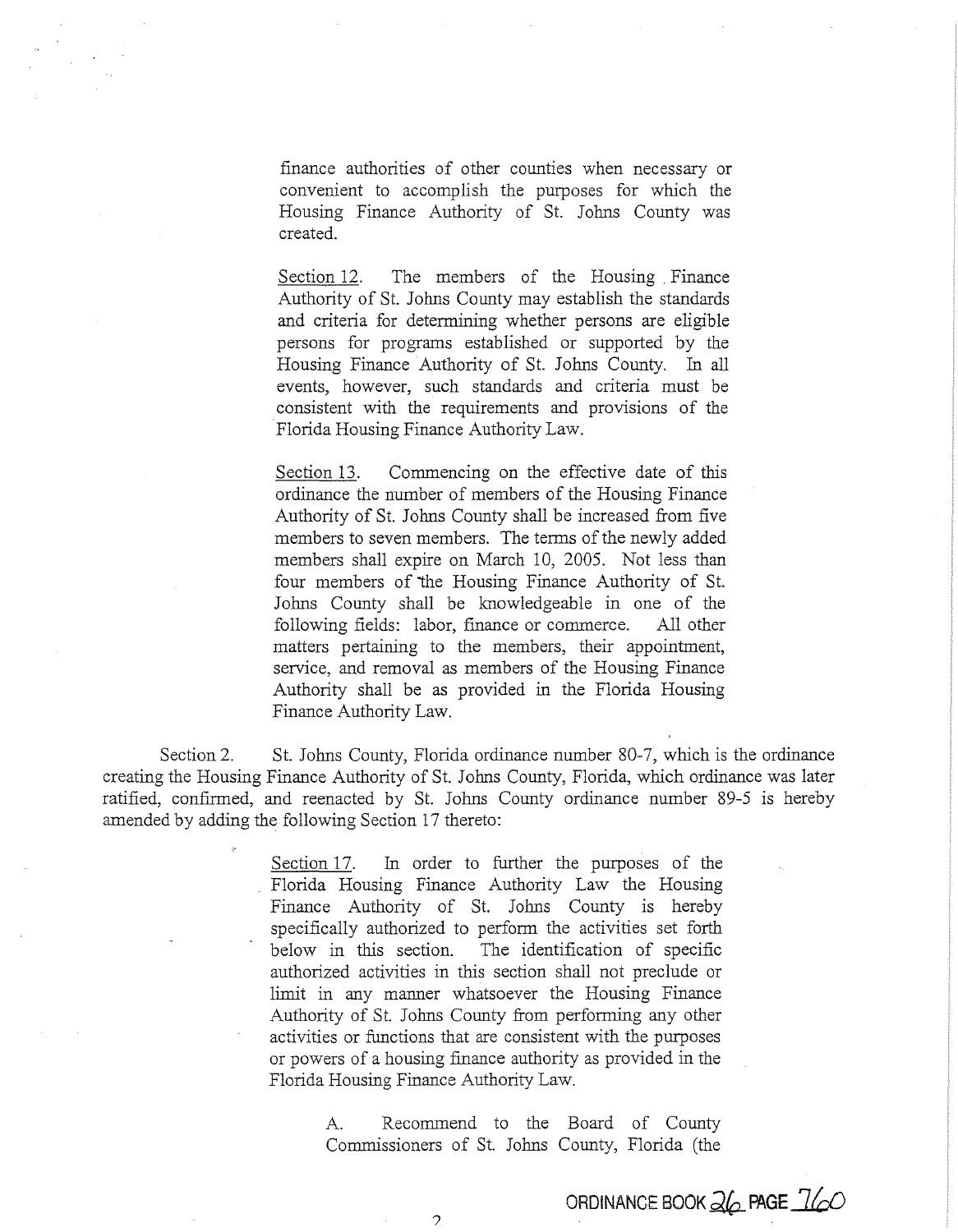finance authorities of other counties when necessary or convenient to accomplish the purposes for which the Housing Finance Authority of St. Johns County was created.

Section 12. The members of the Housing Finance Authority of St. Johns County may establish the standards and criteria for determining whether persons are eligible persons for programs established or supported by the Housing Finance Authority of St. Johns County. In all events, however, such standards and criteria must be consistent with the requirements and provisions of the Florida Housing Finance Authority Law.

Section 13. Commencing on the effective date of this ordinance the number of members of the Housing Finance Authority of St. Johns County shall be increased from five members to seven members. The terms of the newly added members shall expire on March 10, 2005. Not less than four members of the Housing Finance Authority of St. Johns County shall be knowledgeable in one of the following fields: labor, finance or commerce. All other matters pertaining to the members, their appointment, service, and removal as members of the Housing Finance Authority shall be as provided in the Florida Housing Finance Authority Law.

Section 2. St. Johns County, Florida ordinance number 80-7, which is the ordinance creating the Housing Finance Authority of St. Johns County, Florida, which ordinance was later ratified, confirmed, and reenacted by St. Johns County ordinance number 89-5 is hereby amended by adding the following Section 17 thereto:

Section 17. In order to further the purposes of the Florida Housing Finance Authority Law the Housing Finance Authority of St. Johns County is hereby specifically authorized to perform the activities set forth below in this section. The identification of specific authorized activities in this section shall not preclude or limit in any manner whatsoever the Housing Finance Authority of St. Johns County from performing any other activities or functions that are consistent with the purposes or powers of a housing finance authority as provided in the Florida Housing Finance Authority Law.

A. Recommend to the Board of County Commissioners of St. Johns County, Florida (the

ORDINANCE BOOK 26 PAGE 760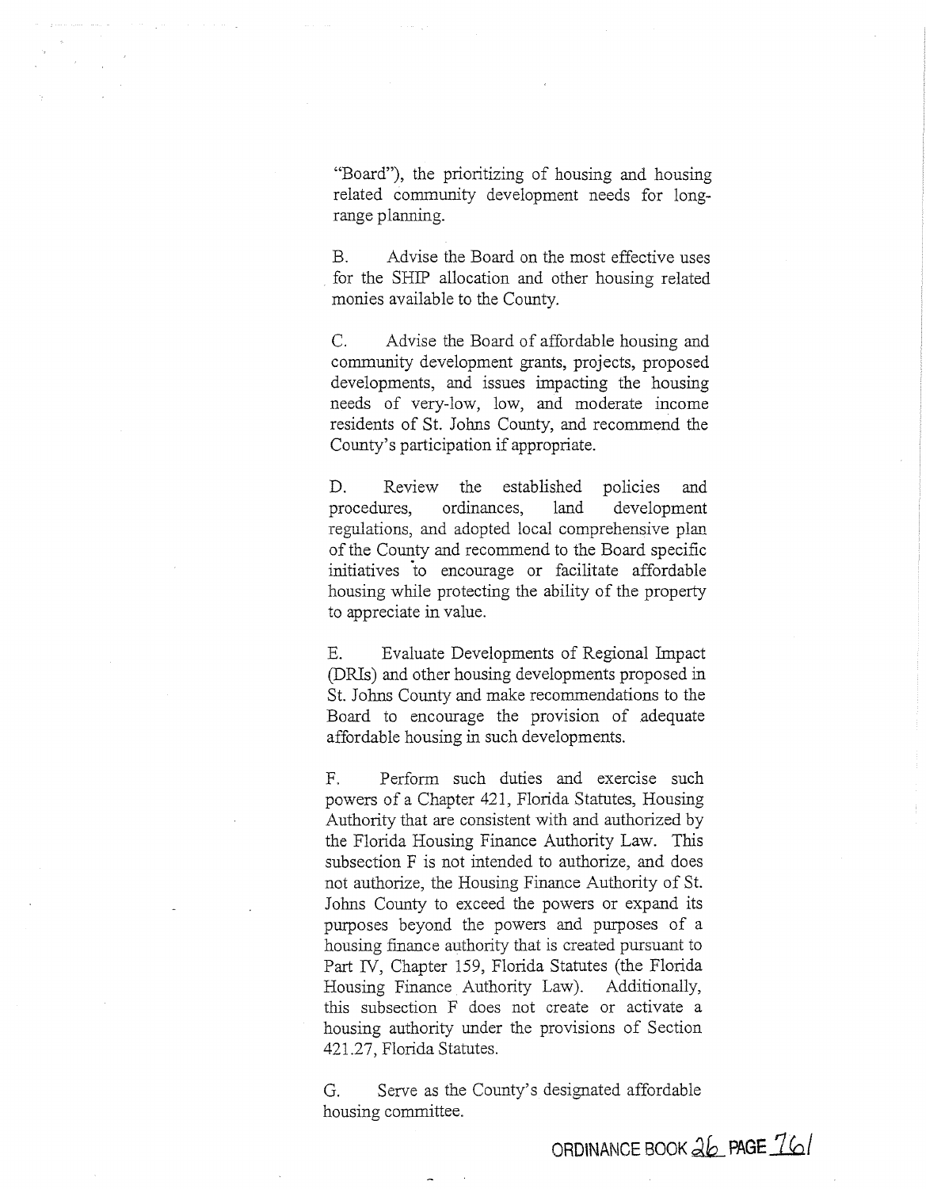"Board"), the prioritizing of housing and housing related community development needs for long-range planning.

B. Advise the Board on the most effective uses for the SHIP allocation and other housing related monies available to the County.

C. Advise the Board of affordable housing and community development grants, projects, proposed developments, and issues impacting the housing needs of very-low, low, and moderate income residents of St. Johns County, and recommend the County's participation if appropriate.

D. Review the established policies and procedures, ordinances, land development regulations, and adopted local comprehensive plan of the County and recommend to the Board specific initiatives to encourage or facilitate affordable housing while protecting the ability of the property to appreciate in value.

E. Evaluate Developments of Regional Impact (DRIs) and other housing developments proposed in St. Johns County and make recommendations to the Board to encourage the provision of adequate affordable housing in such developments.

F. Perform such duties and exercise such powers of a Chapter 421, Florida Statutes, Housing Authority that are consistent with and authorized by the Florida Housing Finance Authority Law. This subsection F is not intended to authorize, and does not authorize, the Housing Finance Authority of St. Johns County to exceed the powers or expand its purposes beyond the powers and purposes of a housing finance authority that is created pursuant to Part IV, Chapter 159, Florida Statutes (the Florida Housing Finance Authority Law). Additionally, this subsection F does not create or activate a housing authority under the provisions of Section 421.27, Florida Statutes.

G. Serve as the County's designated affordable housing committee.

ORDINANCE BOOK 26 PAGE 761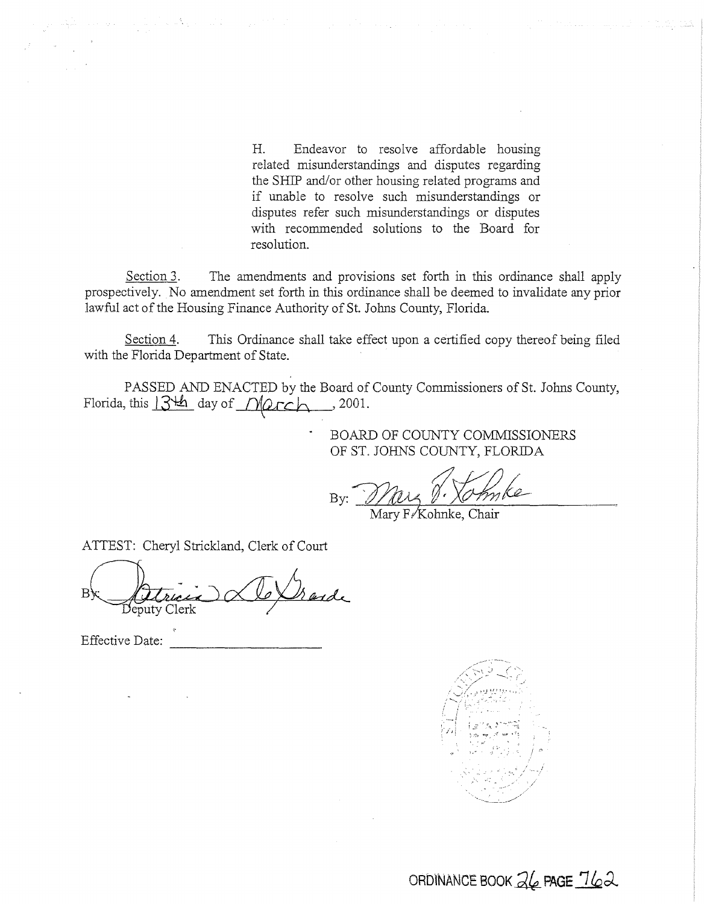H. Endeavor to resolve affordable housing related misunderstandings and disputes regarding the SHIP and/or other housing related programs and if unable to resolve such misunderstandings or disputes refer such misunderstandings or disputes with recommended solutions to the Board for resolution.

Section 3. The amendments and provisions set forth in this ordinance shall apply prospectively. No amendment set forth in this ordinance shall be deemed to invalidate any prior lawful act of the Housing Finance Authority of St. Johns County, Florida.

Section 4. This Ordinance shall take effect upon a certified copy thereof being filed with the Florida Department of State.

PASSED AND ENACTED by the Board of County Commissioners of St. Johns County, Florida, this 13th day of March, 2001.

BOARD OF COUNTY COMMISSIONERS
OF ST. JOHNS COUNTY, FLORIDA

By: Mary F. Kohnke
Mary F. Kohnke, Chair

ATTEST: Cheryl Strickland, Clerk of Court

By: Patricia De Grande
Deputy Clerk

Effective Date: ____________________

ORDINANCE BOOK 26 PAGE 762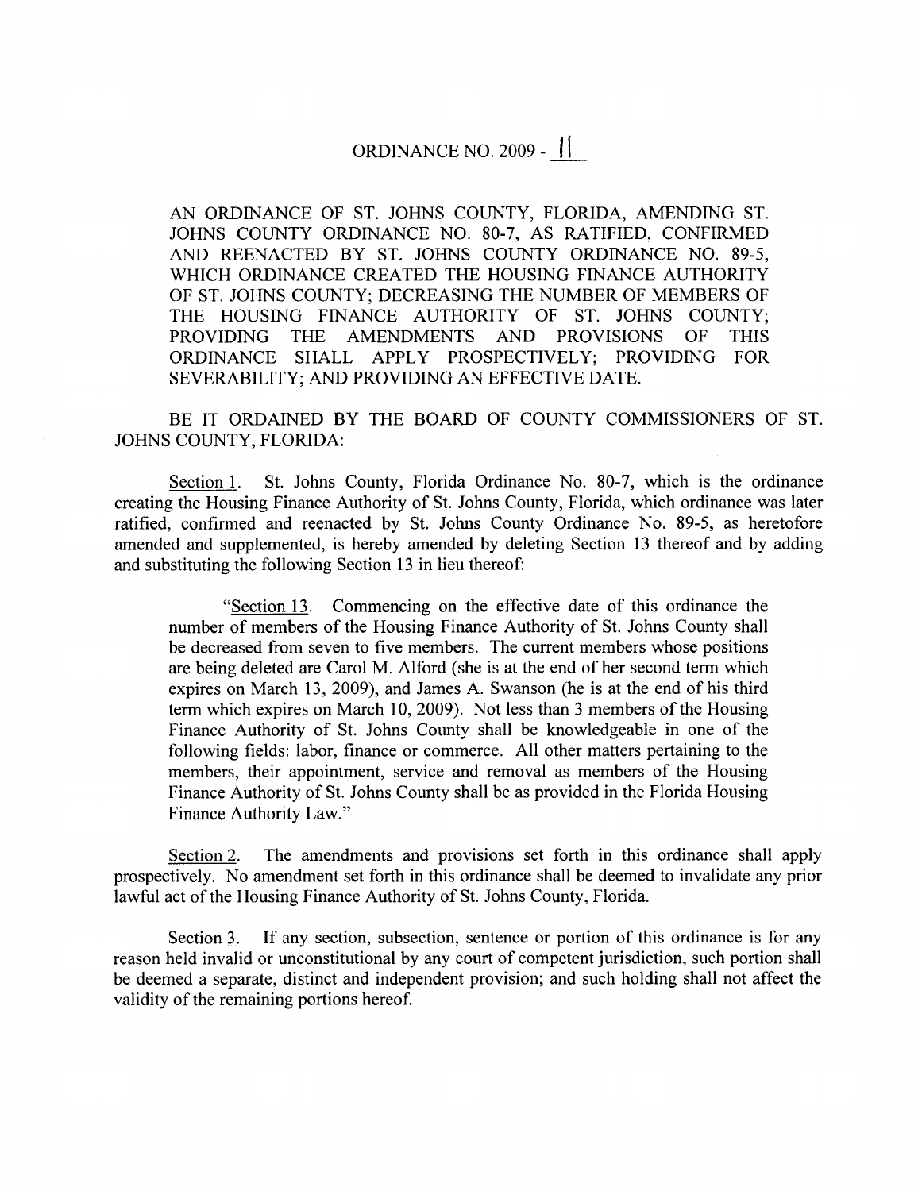# ORDINANCE NO. 2009 - 11

AN ORDINANCE OF ST. JOHNS COUNTY, FLORIDA, AMENDING ST. JOHNS COUNTY ORDINANCE NO. 80-7, AS RATIFIED, CONFIRMED AND REENACTED BY ST. JOHNS COUNTY ORDINANCE NO. 89-5, WHICH ORDINANCE CREATED THE HOUSING FINANCE AUTHORITY OF ST. JOHNS COUNTY; DECREASING THE NUMBER OF MEMBERS OF THE HOUSING FINANCE AUTHORITY OF ST. JOHNS COUNTY; PROVIDING THE AMENDMENTS AND PROVISIONS OF THIS ORDINANCE SHALL APPLY PROSPECTIVELY; PROVIDING FOR SEVERABILITY; AND PROVIDING AN EFFECTIVE DATE.

BE IT ORDAINED BY THE BOARD OF COUNTY COMMISSIONERS OF ST. JOHNS COUNTY, FLORIDA:

Section 1. St. Johns County, Florida Ordinance No. 80-7, which is the ordinance creating the Housing Finance Authority of St. Johns County, Florida, which ordinance was later ratified, confirmed and reenacted by St. Johns County Ordinance No. 89-5, as heretofore amended and supplemented, is hereby amended by deleting Section 13 thereof and by adding and substituting the following Section 13 in lieu thereof:

> "Section 13. Commencing on the effective date of this ordinance the number of members of the Housing Finance Authority of St. Johns County shall be decreased from seven to five members. The current members whose positions are being deleted are Carol M. Alford (she is at the end of her second term which expires on March 13, 2009), and James A. Swanson (he is at the end of his third term which expires on March 10, 2009). Not less than 3 members of the Housing Finance Authority of St. Johns County shall be knowledgeable in one of the following fields: labor, finance or commerce. All other matters pertaining to the members, their appointment, service and removal as members of the Housing Finance Authority of St. Johns County shall be as provided in the Florida Housing Finance Authority Law."

Section 2. The amendments and provisions set forth in this ordinance shall apply prospectively. No amendment set forth in this ordinance shall be deemed to invalidate any prior lawful act of the Housing Finance Authority of St. Johns County, Florida.

Section 3. If any section, subsection, sentence or portion of this ordinance is for any reason held invalid or unconstitutional by any court of competent jurisdiction, such portion shall be deemed a separate, distinct and independent provision; and such holding shall not affect the validity of the remaining portions hereof.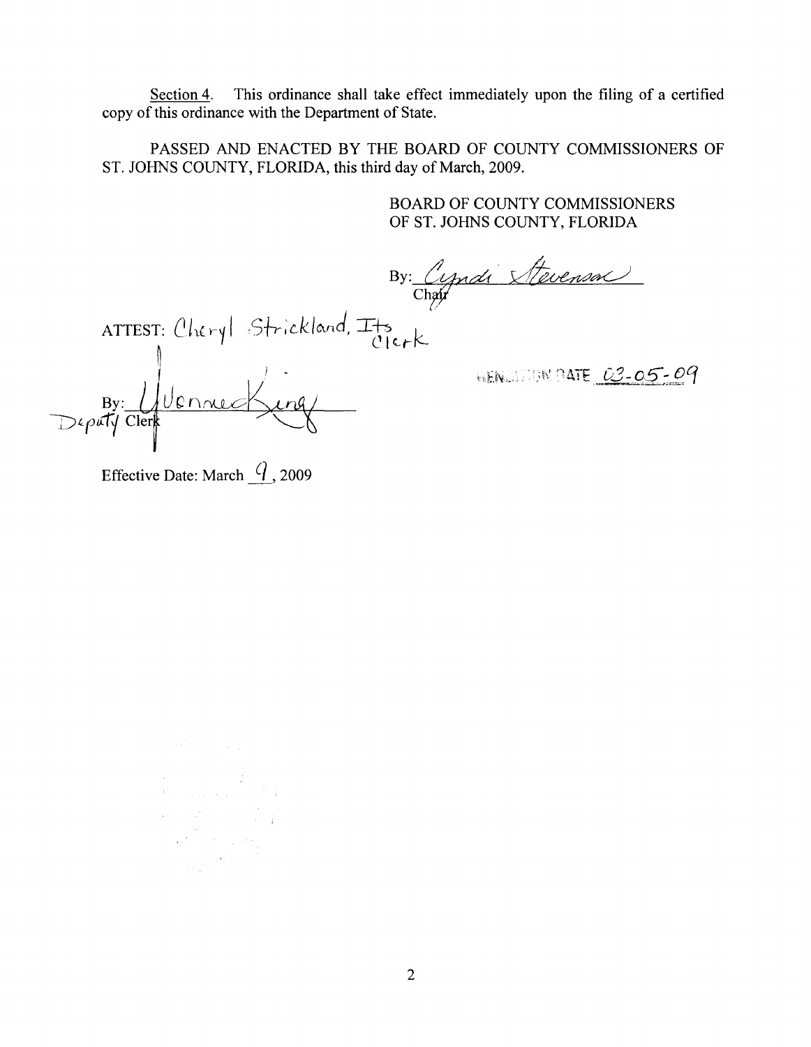<u>Section 4</u>. This ordinance shall take effect immediately upon the filing of a certified copy of this ordinance with the Department of State.

PASSED AND ENACTED BY THE BOARD OF COUNTY COMMISSIONERS OF ST. JOHNS COUNTY, FLORIDA, this third day of March, 2009.

BOARD OF COUNTY COMMISSIONERS
OF ST. JOHNS COUNTY, FLORIDA

By: Cyndi Stevenson
Chair

ATTEST: Cheryl Strickland, Its Clerk

By: Yvonne King
Deputy Clerk

RENDITION DATE 03-05-09

Effective Date: March 9, 2009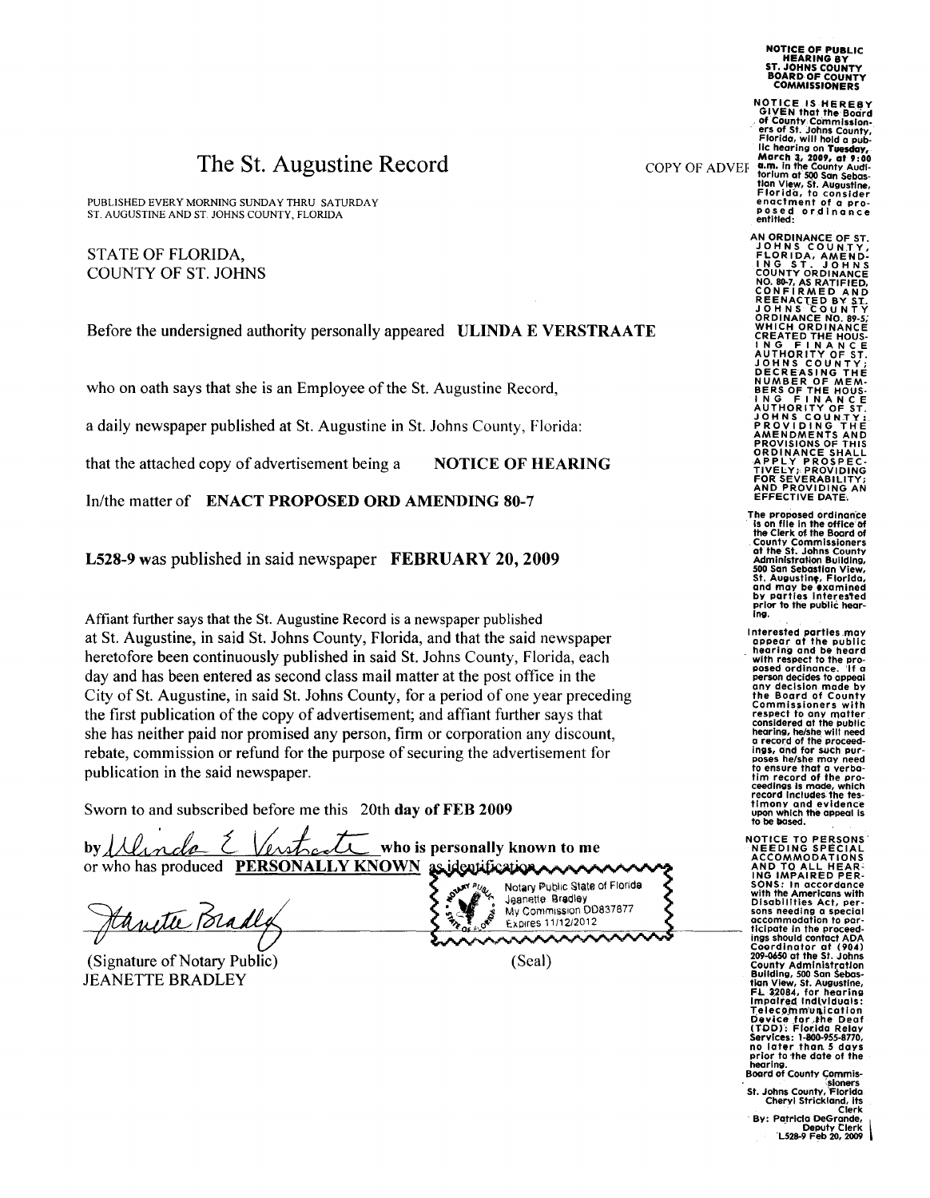# The St. Augustine Record

PUBLISHED EVERY MORNING SUNDAY THRU SATURDAY
ST. AUGUSTINE AND ST. JOHNS COUNTY, FLORIDA

COPY OF ADVEI

STATE OF FLORIDA,
COUNTY OF ST. JOHNS

Before the undersigned authority personally appeared **ULINDA E VERSTRAATE**

who on oath says that she is an Employee of the St. Augustine Record,

a daily newspaper published at St. Augustine in St. Johns County, Florida:

that the attached copy of advertisement being a **NOTICE OF HEARING**

In/the matter of **ENACT PROPOSED ORD AMENDING 80-7**

**L528-9** was published in said newspaper **FEBRUARY 20, 2009**

Affiant further says that the St. Augustine Record is a newspaper published at St. Augustine, in said St. Johns County, Florida, and that the said newspaper heretofore been continuously published in said St. Johns County, Florida, each day and has been entered as second class mail matter at the post office in the City of St. Augustine, in said St. Johns County, for a period of one year preceding the first publication of the copy of advertisement; and affiant further says that she has neither paid nor promised any person, firm or corporation any discount, rebate, commission or refund for the purpose of securing the advertisement for publication in the said newspaper.

Sworn to and subscribed before me this 20th **day of FEB 2009**

by *Ulinda E Verstraate* **who is personally known to me**
or who has produced **PERSONALLY KNOWN** as identification

*Jeanette Bradley*

(Signature of Notary Public)
JEANETTE BRADLEY

Notary Public State of Florida
Jeanette Bradley
My Commission DD837877
Expires 11/12/2012

(Seal)

---

**NOTICE OF PUBLIC HEARING BY ST. JOHNS COUNTY BOARD OF COUNTY COMMISSIONERS**

NOTICE IS HEREBY GIVEN that the Board of County Commissioners of St. Johns County, Florida, will hold a public hearing on **Tuesday, March 3, 2009, at 9:00 a.m.** in the County Auditorium at 500 San Sebastian View, St. Augustine, Florida, to consider enactment of a proposed ordinance entitled:

AN ORDINANCE OF ST. JOHNS COUNTY, FLORIDA, AMENDING ST. JOHNS COUNTY ORDINANCE NO. 80-7, AS RATIFIED, CONFIRMED AND REENACTED BY ST. JOHNS COUNTY ORDINANCE NO. 89-5; WHICH ORDINANCE CREATED THE HOUSING FINANCE AUTHORITY OF ST. JOHNS COUNTY; DECREASING THE NUMBER OF MEMBERS OF THE HOUSING FINANCE AUTHORITY OF ST. JOHNS COUNTY; PROVIDING THE AMENDMENTS AND PROVISIONS OF THIS ORDINANCE SHALL APPLY PROSPECTIVELY; PROVIDING FOR SEVERABILITY; AND PROVIDING AN EFFECTIVE DATE.

The proposed ordinance is on file in the office of the Clerk of the Board of County Commissioners at the St. Johns County Administration Building, 500 San Sebastian View, St. Augustine, Florida, and may be examined by parties interested prior to the public hearing.

Interested parties may appear at the public hearing and be heard with respect to the proposed ordinance. If a person decides to appeal any decision made by the Board of County Commissioners with respect to any matter considered at the public hearing, he/she will need a record of the proceedings, and for such purposes he/she may need to ensure that a verbatim record of the proceedings is made, which record includes the testimony and evidence upon which the appeal is to be based.

NOTICE TO PERSONS NEEDING SPECIAL ACCOMMODATIONS AND TO ALL HEARING IMPAIRED PERSONS: In accordance with the Americans with Disabilities Act, persons needing a special accommodation to participate in the proceedings should contact ADA Coordinator at (904) 209-0650 at the St. Johns County Administration Building, 500 San Sebastian View, St. Augustine, FL 32084, for hearing impaired individuals: Telecommunication Device for the Deaf (TDD): Florida Relay Services: 1-800-955-8770, no later than 5 days prior to the date of the hearing.

Board of County Commissioners
St. Johns County, Florida
Cheryl Strickland, its Clerk
By: Patricia DeGrande, Deputy Clerk
L528-9 Feb 20, 2009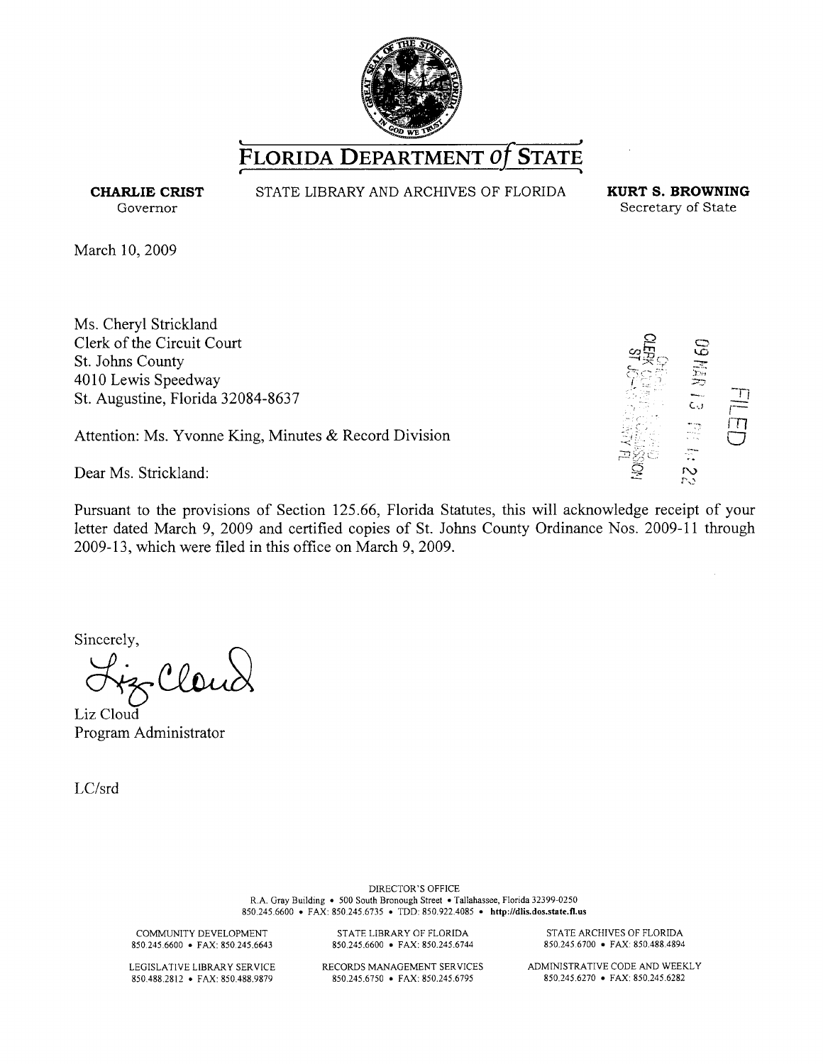# FLORIDA DEPARTMENT *of* STATE

**CHARLIE CRIST**
Governor

STATE LIBRARY AND ARCHIVES OF FLORIDA

**KURT S. BROWNING**
Secretary of State

March 10, 2009

Ms. Cheryl Strickland
Clerk of the Circuit Court
St. Johns County
4010 Lewis Speedway
St. Augustine, Florida 32084-8637

FILED 09 MAR 13 PM 4:22
CLERK CIRCUIT COURT
ST JOHNS COUNTY FL

Attention: Ms. Yvonne King, Minutes & Record Division

Dear Ms. Strickland:

Pursuant to the provisions of Section 125.66, Florida Statutes, this will acknowledge receipt of your letter dated March 9, 2009 and certified copies of St. Johns County Ordinance Nos. 2009-11 through 2009-13, which were filed in this office on March 9, 2009.

Sincerely,

Liz Cloud
Liz Cloud
Program Administrator

LC/srd

DIRECTOR'S OFFICE
R.A. Gray Building • 500 South Bronough Street • Tallahassee, Florida 32399-0250
850.245.6600 • FAX: 850.245.6735 • TDD: 850.922.4085 • **http://dlis.dos.state.fl.us**

COMMUNITY DEVELOPMENT
850.245.6600 • FAX: 850.245.6643

STATE LIBRARY OF FLORIDA
850.245.6600 • FAX: 850.245.6744

STATE ARCHIVES OF FLORIDA
850.245.6700 • FAX: 850.488.4894

LEGISLATIVE LIBRARY SERVICE
850.488.2812 • FAX: 850.488.9879

RECORDS MANAGEMENT SERVICES
850.245.6750 • FAX: 850.245.6795

ADMINISTRATIVE CODE AND WEEKLY
850.245.6270 • FAX: 850.245.6282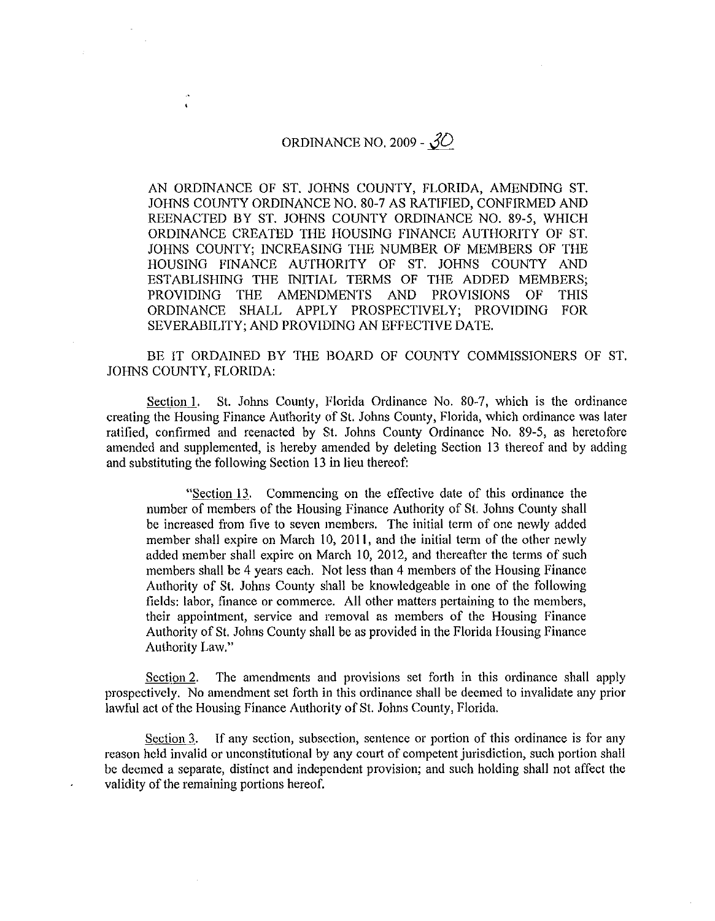# ORDINANCE NO. 2009 - 30

AN ORDINANCE OF ST. JOHNS COUNTY, FLORIDA, AMENDING ST. JOHNS COUNTY ORDINANCE NO. 80-7 AS RATIFIED, CONFIRMED AND REENACTED BY ST. JOHNS COUNTY ORDINANCE NO. 89-5, WHICH ORDINANCE CREATED THE HOUSING FINANCE AUTHORITY OF ST. JOHNS COUNTY; INCREASING THE NUMBER OF MEMBERS OF THE HOUSING FINANCE AUTHORITY OF ST. JOHNS COUNTY AND ESTABLISHING THE INITIAL TERMS OF THE ADDED MEMBERS; PROVIDING THE AMENDMENTS AND PROVISIONS OF THIS ORDINANCE SHALL APPLY PROSPECTIVELY; PROVIDING FOR SEVERABILITY; AND PROVIDING AN EFFECTIVE DATE.

BE IT ORDAINED BY THE BOARD OF COUNTY COMMISSIONERS OF ST. JOHNS COUNTY, FLORIDA:

Section 1. St. Johns County, Florida Ordinance No. 80-7, which is the ordinance creating the Housing Finance Authority of St. Johns County, Florida, which ordinance was later ratified, confirmed and reenacted by St. Johns County Ordinance No. 89-5, as heretofore amended and supplemented, is hereby amended by deleting Section 13 thereof and by adding and substituting the following Section 13 in lieu thereof:

> "Section 13. Commencing on the effective date of this ordinance the number of members of the Housing Finance Authority of St. Johns County shall be increased from five to seven members. The initial term of one newly added member shall expire on March 10, 2011, and the initial term of the other newly added member shall expire on March 10, 2012, and thereafter the terms of such members shall be 4 years each. Not less than 4 members of the Housing Finance Authority of St. Johns County shall be knowledgeable in one of the following fields: labor, finance or commerce. All other matters pertaining to the members, their appointment, service and removal as members of the Housing Finance Authority of St. Johns County shall be as provided in the Florida Housing Finance Authority Law."

Section 2. The amendments and provisions set forth in this ordinance shall apply prospectively. No amendment set forth in this ordinance shall be deemed to invalidate any prior lawful act of the Housing Finance Authority of St. Johns County, Florida.

Section 3. If any section, subsection, sentence or portion of this ordinance is for any reason held invalid or unconstitutional by any court of competent jurisdiction, such portion shall be deemed a separate, distinct and independent provision; and such holding shall not affect the validity of the remaining portions hereof.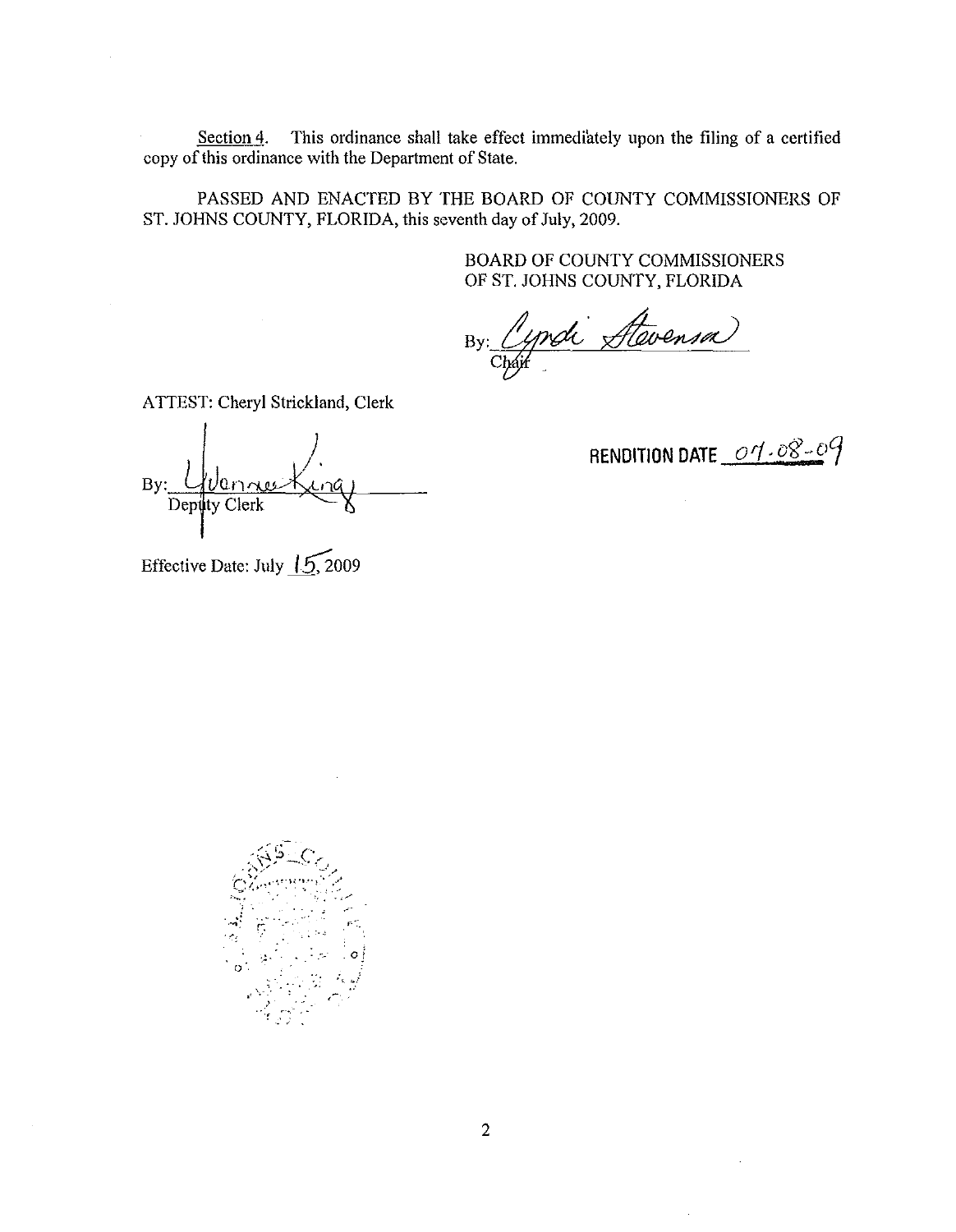Section 4. This ordinance shall take effect immediately upon the filing of a certified copy of this ordinance with the Department of State.

PASSED AND ENACTED BY THE BOARD OF COUNTY COMMISSIONERS OF ST. JOHNS COUNTY, FLORIDA, this seventh day of July, 2009.

BOARD OF COUNTY COMMISSIONERS
OF ST. JOHNS COUNTY, FLORIDA

By: Cyndi Stevenson
Chair

ATTEST: Cheryl Strickland, Clerk

By: Yvonne King
Deputy Clerk

RENDITION DATE 07-08-09

Effective Date: July 15, 2009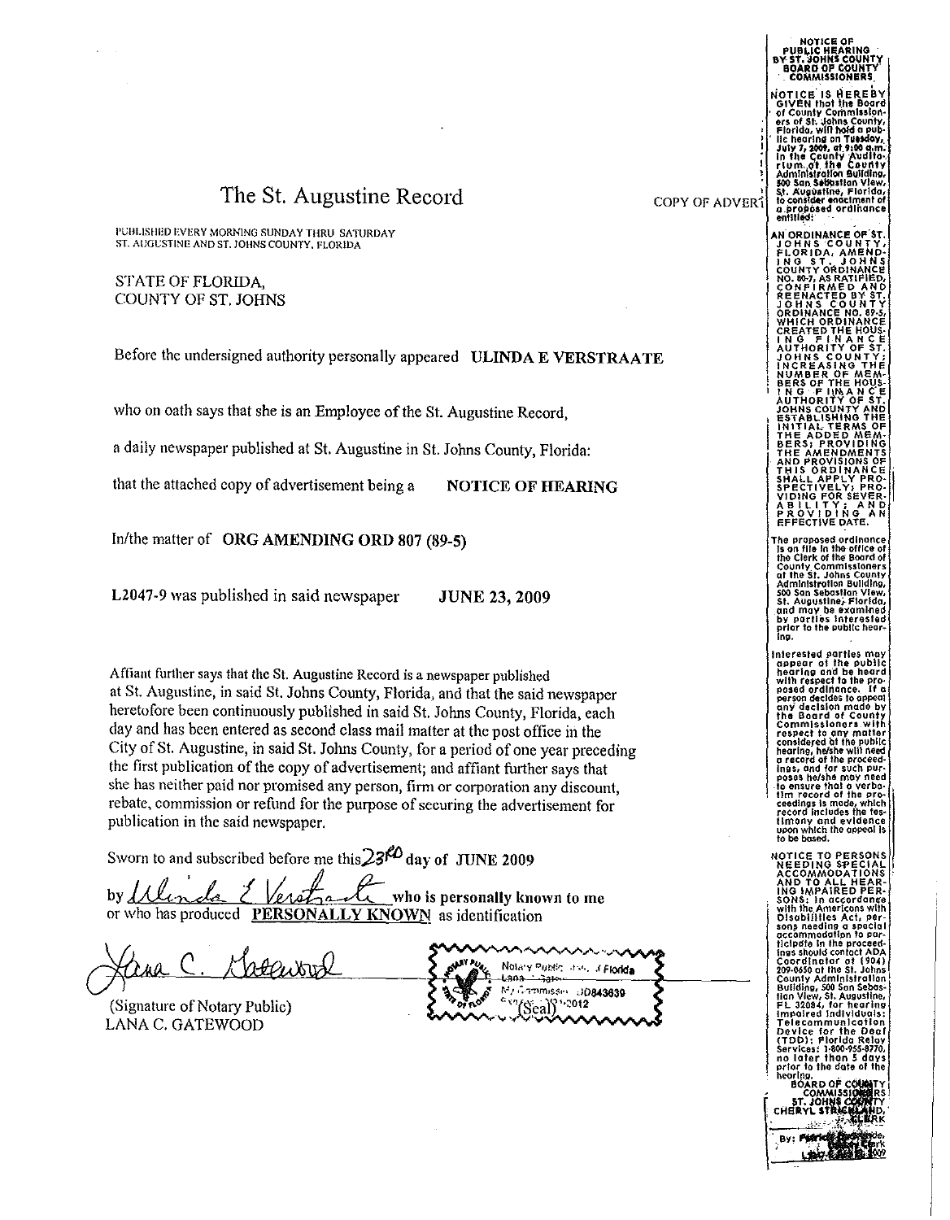# The St. Augustine Record

PUBLISHED EVERY MORNING SUNDAY THRU SATURDAY
ST. AUGUSTINE AND ST. JOHNS COUNTY, FLORIDA

COPY OF ADVERT

STATE OF FLORIDA,
COUNTY OF ST. JOHNS

Before the undersigned authority personally appeared **ULINDA E VERSTRAATE**

who on oath says that she is an Employee of the St. Augustine Record,

a daily newspaper published at St. Augustine in St. Johns County, Florida:

that the attached copy of advertisement being a **NOTICE OF HEARING**

In/the matter of **ORG AMENDING ORD 807 (89-5)**

**L2047-9** was published in said newspaper **JUNE 23, 2009**

Affiant further says that the St. Augustine Record is a newspaper published at St. Augustine, in said St. Johns County, Florida, and that the said newspaper heretofore been continuously published in said St. Johns County, Florida, each day and has been entered as second class mail matter at the post office in the City of St. Augustine, in said St. Johns County, for a period of one year preceding the first publication of the copy of advertisement; and affiant further says that she has neither paid nor promised any person, firm or corporation any discount, rebate, commission or refund for the purpose of securing the advertisement for publication in the said newspaper.

Sworn to and subscribed before me this 23RD day of **JUNE 2009**

by *Ulinda E Verstraate* **who is personally known to me** or who has produced **PERSONALLY KNOWN** as identification

*Lana C. Gatewood*

(Signature of Notary Public)
LANA C. GATEWOOD

(Seal) Notary Public State of Florida, Lana C. Gatewood, My Commission DD843639, Expires 2012

---

**NOTICE OF PUBLIC HEARING BY ST. JOHNS COUNTY BOARD OF COUNTY COMMISSIONERS**

NOTICE IS HEREBY GIVEN that the Board of County Commissioners of St. Johns County, Florida, will hold a public hearing on Tuesday, July 7, 2009, at 9:00 a.m. in the County Auditorium at the County Administration Building, 500 San Sebastian View, St. Augustine, Florida, to consider enactment of a proposed ordinance entitled:

AN ORDINANCE OF ST. JOHNS COUNTY, FLORIDA, AMENDING ST. JOHNS COUNTY ORDINANCE NO. 80-7, AS RATIFIED, CONFIRMED AND REENACTED BY ST. JOHNS COUNTY ORDINANCE NO. 89-5, WHICH ORDINANCE CREATED THE HOUSING FINANCE AUTHORITY OF ST. JOHNS COUNTY; INCREASING THE NUMBER OF MEMBERS OF THE HOUSING FINANCE AUTHORITY OF ST. JOHNS COUNTY AND ESTABLISHING THE INITIAL TERMS OF THE ADDED MEMBERS; PROVIDING THE AMENDMENTS AND PROVISIONS OF THIS ORDINANCE SHALL APPLY PROSPECTIVELY; PROVIDING FOR SEVERABILITY; AND PROVIDING AN EFFECTIVE DATE.

The proposed ordinance is on file in the office of the Clerk of the Board of County Commissioners at the St. Johns County Administration Building, 500 San Sebastian View, St. Augustine, Florida, and may be examined by parties interested prior to the public hearing.

Interested parties may appear at the public hearing and be heard with respect to the proposed ordinance. If a person decides to appeal any decision made by the Board of County Commissioners with respect to any matter considered at the public hearing, he/she will need a record of the proceedings, and for such purposes he/she may need to ensure that a verbatim record of the proceedings is made, which record includes the testimony and evidence upon which the appeal is to be based.

NOTICE TO PERSONS NEEDING SPECIAL ACCOMMODATIONS AND TO ALL HEARING IMPAIRED PERSONS: In accordance with the Americans with Disabilities Act, persons needing a special accommodation to participate in the proceedings should contact ADA Coordinator at (904) 209-0650 at the St. Johns County Administration Building, 500 San Sebastian View, St. Augustine, FL 32084, for hearing impaired individuals: Telecommunication Device for the Deaf (TDD): Florida Relay Services: 1-800-955-8770, no later than 5 days prior to the date of the hearing.

BOARD OF COUNTY COMMISSIONERS
ST. JOHNS COUNTY
CHERYL STRICKLAND, CLERK

By: Patricia ..., Deputy Clerk
L2047-9 ... 2009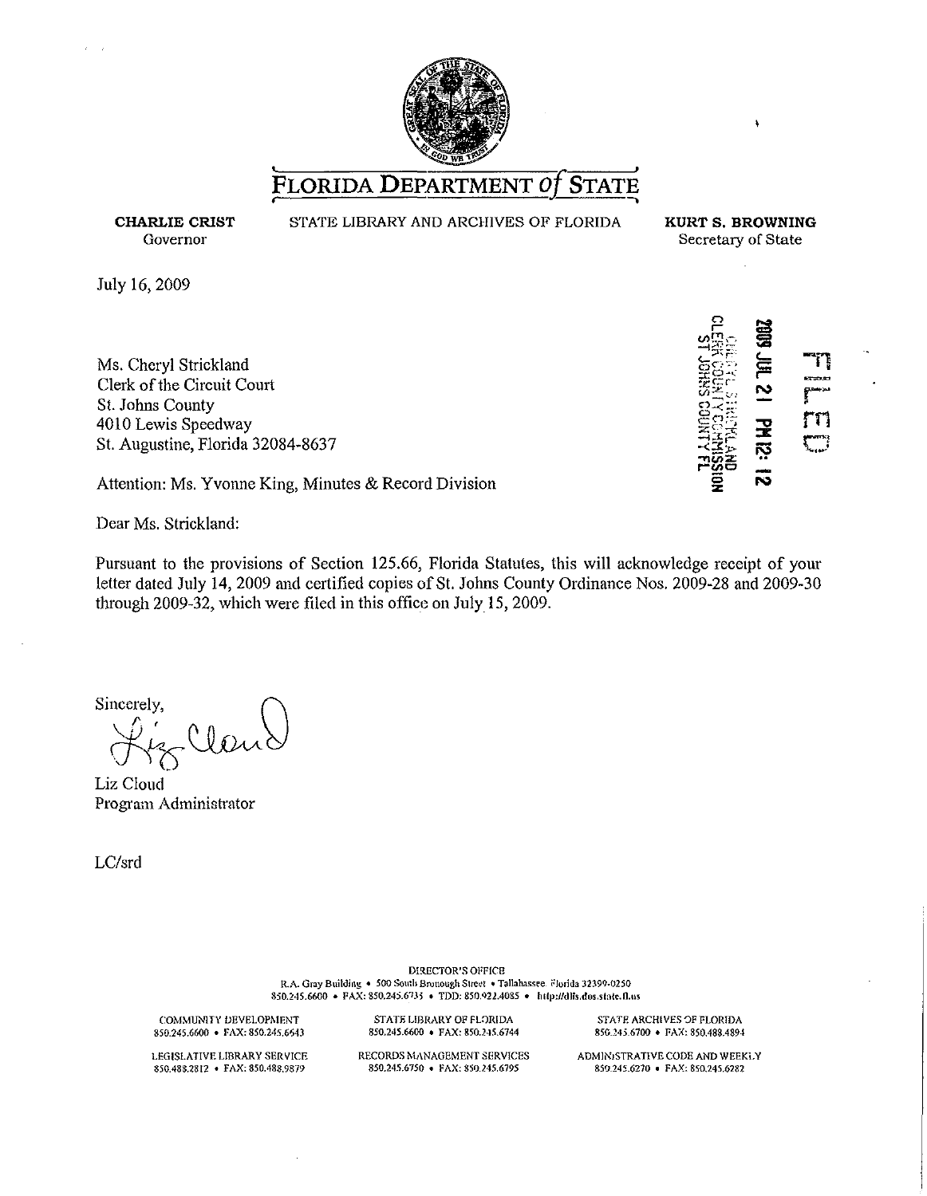# FLORIDA DEPARTMENT *of* STATE

**CHARLIE CRIST**
Governor

STATE LIBRARY AND ARCHIVES OF FLORIDA

**KURT S. BROWNING**
Secretary of State

July 16, 2009

FILED
2009 JUL 21 PM 12: 12
CHERYL STRICKLAND
CLERK COUNTY COMMISSION
ST JOHNS COUNTY FL

Ms. Cheryl Strickland
Clerk of the Circuit Court
St. Johns County
4010 Lewis Speedway
St. Augustine, Florida 32084-8637

Attention: Ms. Yvonne King, Minutes & Record Division

Dear Ms. Strickland:

Pursuant to the provisions of Section 125.66, Florida Statutes, this will acknowledge receipt of your letter dated July 14, 2009 and certified copies of St. Johns County Ordinance Nos. 2009-28 and 2009-30 through 2009-32, which were filed in this office on July 15, 2009.

Sincerely,

Liz Cloud
Program Administrator

LC/srd

DIRECTOR'S OFFICE
R.A. Gray Building • 500 South Bronough Street • Tallahassee, Florida 32399-0250
850.245.6600 • FAX: 850.245.6735 • TDD: 850.922.4085 • http://dlis.dos.state.fl.us

COMMUNITY DEVELOPMENT
850.245.6600 • FAX: 850.245.6643

STATE LIBRARY OF FLORIDA
850.245.6600 • FAX: 850.245.6744

STATE ARCHIVES OF FLORIDA
850.245.6700 • FAX: 850.488.4894

LEGISLATIVE LIBRARY SERVICE
850.488.2812 • FAX: 850.488.9879

RECORDS MANAGEMENT SERVICES
850.245.6750 • FAX: 850.245.6795

ADMINISTRATIVE CODE AND WEEKLY
850.245.6270 • FAX: 850.245.6282